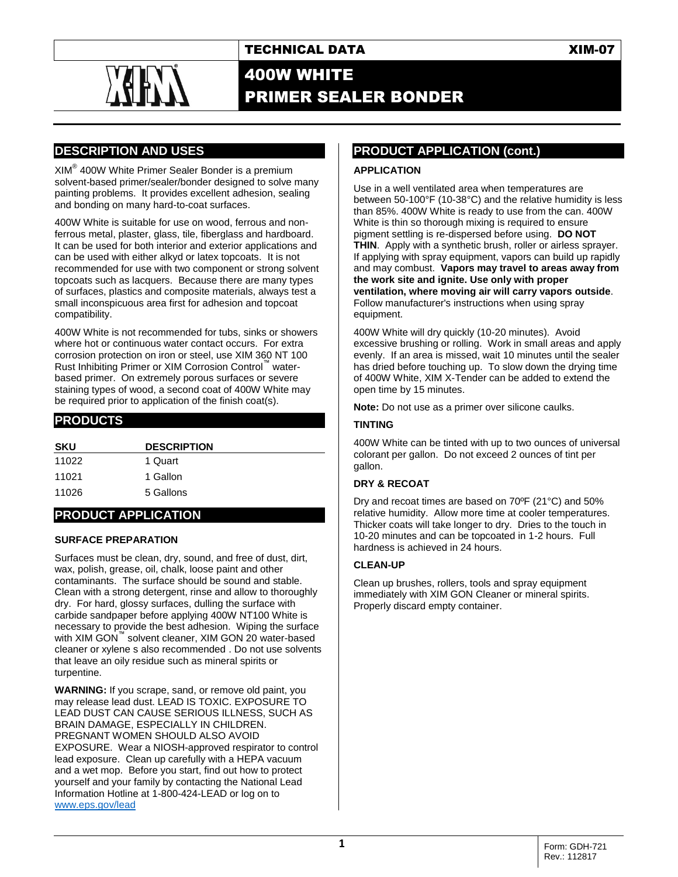TECHNICAL DATA XIM-07

# 400W WHITE PRIMER SEALER BONDER

## DESCRIPTION AND USES

XIM® 400W White Primer Sealer Bonder is a premium solvent-based primer/sealer/bonder designed to solve many painting problems. It provides excellent adhesion, sealing and bonding on many hard-to-coat surfaces.

400W White is suitable for use on wood, ferrous and non-ferrous metal, plaster, glass, tile, fiberglass and hardboard. It can be used for both interior and exterior applications and can be used with either alkyd or latex topcoats. It is not recommended for use with two component or strong solvent topcoats such as lacquers. Because there are many types of surfaces, plastics and composite materials, always test a small inconspicuous area first for adhesion and topcoat compatibility.

400W White is not recommended for tubs, sinks or showers where hot or continuous water contact occurs. For extra corrosion protection on iron or steel, use XIM 360 NT 100 Rust Inhibiting Primer or XIM Corrosion Control™ water-based primer. On extremely porous surfaces or severe staining types of wood, a second coat of 400W White may be required prior to application of the finish coat(s).

## PRODUCTS

| SKU | DESCRIPTION |
|---|---|
| 11022 | 1 Quart |
| 11021 | 1 Gallon |
| 11026 | 5 Gallons |

## PRODUCT APPLICATION

### SURFACE PREPARATION

Surfaces must be clean, dry, sound, and free of dust, dirt, wax, polish, grease, oil, chalk, loose paint and other contaminants. The surface should be sound and stable. Clean with a strong detergent, rinse and allow to thoroughly dry. For hard, glossy surfaces, dulling the surface with carbide sandpaper before applying 400W NT100 White is necessary to provide the best adhesion. Wiping the surface with XIM GON™ solvent cleaner, XIM GON 20 water-based cleaner or xylene s also recommended . Do not use solvents that leave an oily residue such as mineral spirits or turpentine.

**WARNING:** If you scrape, sand, or remove old paint, you may release lead dust. LEAD IS TOXIC. EXPOSURE TO LEAD DUST CAN CAUSE SERIOUS ILLNESS, SUCH AS BRAIN DAMAGE, ESPECIALLY IN CHILDREN. PREGNANT WOMEN SHOULD ALSO AVOID EXPOSURE. Wear a NIOSH-approved respirator to control lead exposure. Clean up carefully with a HEPA vacuum and a wet mop. Before you start, find out how to protect yourself and your family by contacting the National Lead Information Hotline at 1-800-424-LEAD or log on to [www.eps.gov/lead](www.eps.gov/lead)

## PRODUCT APPLICATION (cont.)

### APPLICATION

Use in a well ventilated area when temperatures are between 50-100°F (10-38°C) and the relative humidity is less than 85%. 400W White is ready to use from the can. 400W White is thin so thorough mixing is required to ensure pigment settling is re-dispersed before using. **DO NOT THIN**. Apply with a synthetic brush, roller or airless sprayer. If applying with spray equipment, vapors can build up rapidly and may combust. **Vapors may travel to areas away from the work site and ignite. Use only with proper ventilation, where moving air will carry vapors outside**. Follow manufacturer's instructions when using spray equipment.

400W White will dry quickly (10-20 minutes). Avoid excessive brushing or rolling. Work in small areas and apply evenly. If an area is missed, wait 10 minutes until the sealer has dried before touching up. To slow down the drying time of 400W White, XIM X-Tender can be added to extend the open time by 15 minutes.

**Note:** Do not use as a primer over silicone caulks.

### TINTING

400W White can be tinted with up to two ounces of universal colorant per gallon. Do not exceed 2 ounces of tint per gallon.

### DRY & RECOAT

Dry and recoat times are based on 70ºF (21°C) and 50% relative humidity. Allow more time at cooler temperatures. Thicker coats will take longer to dry. Dries to the touch in 10-20 minutes and can be topcoated in 1-2 hours. Full hardness is achieved in 24 hours.

### CLEAN-UP

Clean up brushes, rollers, tools and spray equipment immediately with XIM GON Cleaner or mineral spirits. Properly discard empty container.

Form: GDH-721
Rev.: 112817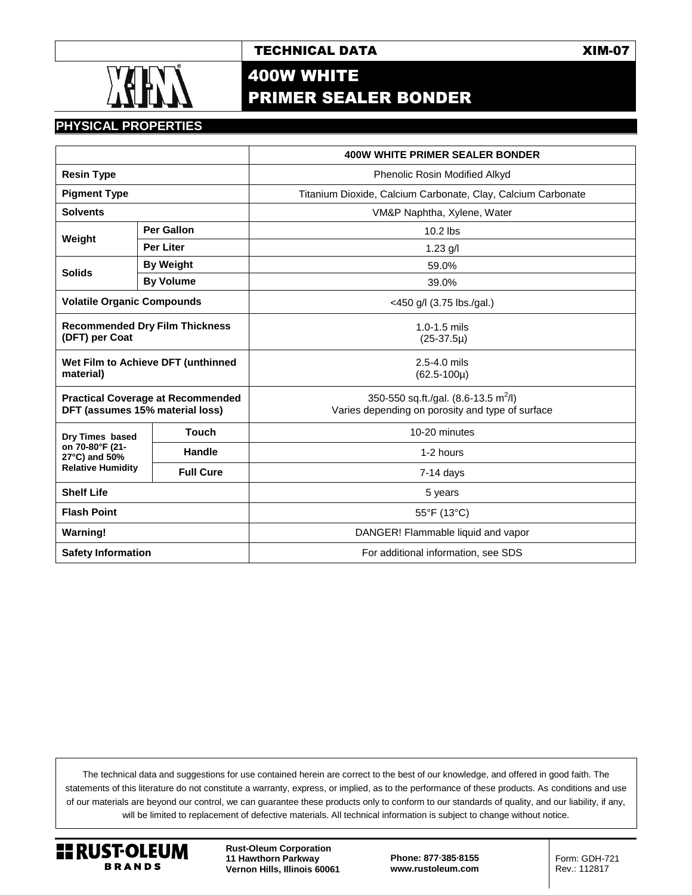TECHNICAL DATA XIM-07

# 400W WHITE PRIMER SEALER BONDER

## PHYSICAL PROPERTIES

| | | 400W WHITE PRIMER SEALER BONDER |
|---|---|---|
| **Resin Type** | | Phenolic Rosin Modified Alkyd |
| **Pigment Type** | | Titanium Dioxide, Calcium Carbonate, Clay, Calcium Carbonate |
| **Solvents** | | VM&P Naphtha, Xylene, Water |
| **Weight** | **Per Gallon** | 10.2 lbs |
| | **Per Liter** | 1.23 g/l |
| **Solids** | **By Weight** | 59.0% |
| | **By Volume** | 39.0% |
| **Volatile Organic Compounds** | | <450 g/l (3.75 lbs./gal.) |
| **Recommended Dry Film Thickness (DFT) per Coat** | | 1.0-1.5 mils (25-37.5µ) |
| **Wet Film to Achieve DFT (unthinned material)** | | 2.5-4.0 mils (62.5-100µ) |
| **Practical Coverage at Recommended DFT (assumes 15% material loss)** | | 350-550 sq.ft./gal. (8.6-13.5 $m^2$/l) Varies depending on porosity and type of surface |
| **Dry Times based on 70-80°F (21-27°C) and 50% Relative Humidity** | **Touch** | 10-20 minutes |
| | **Handle** | 1-2 hours |
| | **Full Cure** | 7-14 days |
| **Shelf Life** | | 5 years |
| **Flash Point** | | 55°F (13°C) |
| **Warning!** | | DANGER! Flammable liquid and vapor |
| **Safety Information** | | For additional information, see SDS |

The technical data and suggestions for use contained herein are correct to the best of our knowledge, and offered in good faith. The statements of this literature do not constitute a warranty, express, or implied, as to the performance of these products. As conditions and use of our materials are beyond our control, we can guarantee these products only to conform to our standards of quality, and our liability, if any, will be limited to replacement of defective materials. All technical information is subject to change without notice.

RUST-OLEUM BRANDS

**Rust-Oleum Corporation**
**11 Hawthorn Parkway**
**Vernon Hills, Illinois 60061**

**Phone: 877·385·8155**
**www.rustoleum.com**

Form: GDH-721
Rev.: 112817